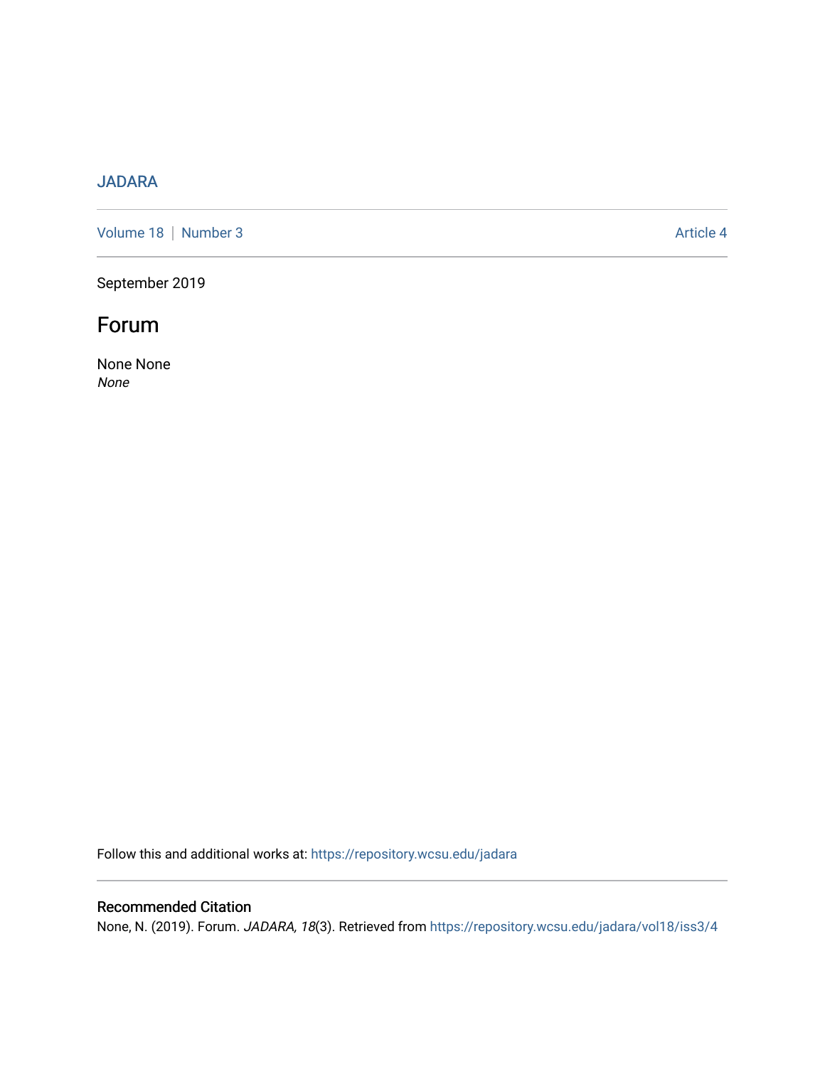JADARA

Volume 18 | Number 3 — Article 4

September 2019

# Forum

None None
*None*

Follow this and additional works at: https://repository.wcsu.edu/jadara

## Recommended Citation

None, N. (2019). Forum. *JADARA, 18*(3). Retrieved from https://repository.wcsu.edu/jadara/vol18/iss3/4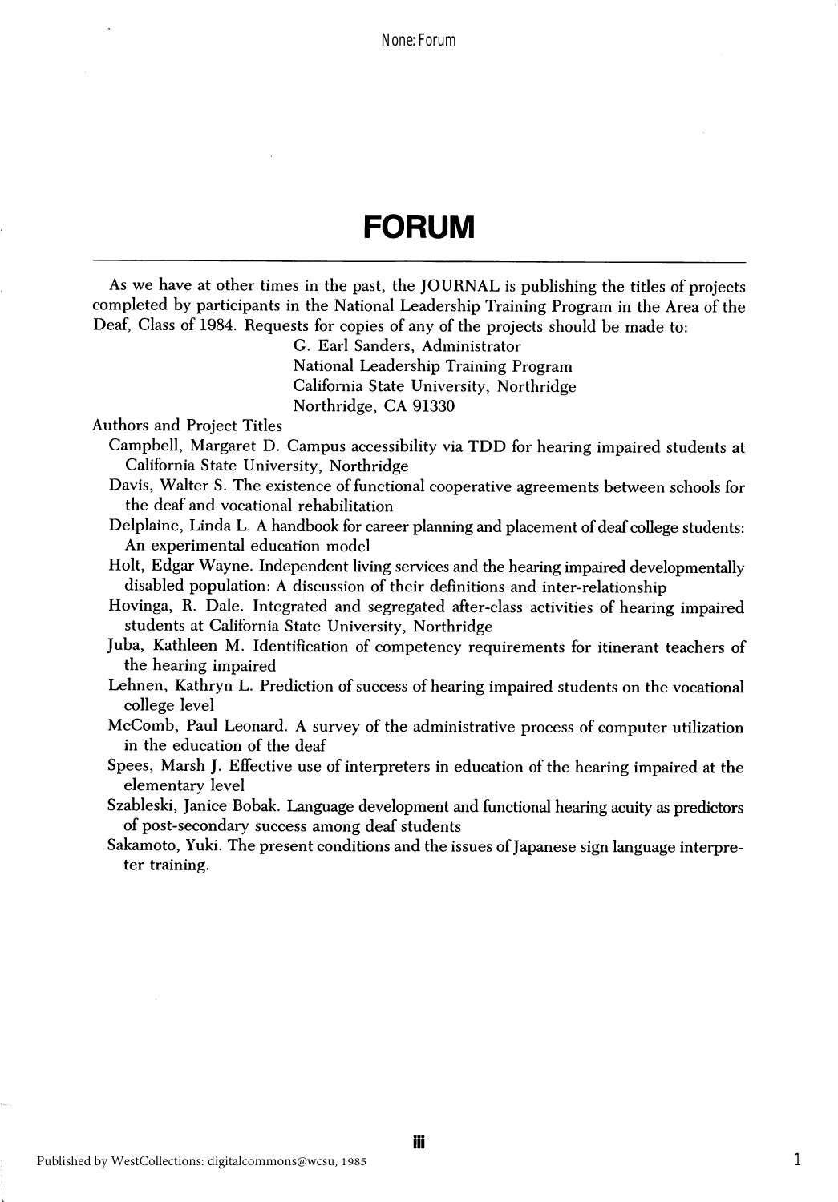# FORUM

As we have at other times in the past, the JOURNAL is publishing the titles of projects completed by participants in the National Leadership Training Program in the Area of the Deaf, Class of 1984. Requests for copies of any of the projects should be made to:

G. Earl Sanders, Administrator
National Leadership Training Program
California State University, Northridge
Northridge, CA 91330

Authors and Project Titles

- Campbell, Margaret D. Campus accessibility via TDD for hearing impaired students at California State University, Northridge
- Davis, Walter S. The existence of functional cooperative agreements between schools for the deaf and vocational rehabilitation
- Delplaine, Linda L. A handbook for career planning and placement of deaf college students: An experimental education model
- Holt, Edgar Wayne. Independent living services and the hearing impaired developmentally disabled population: A discussion of their definitions and inter-relationship
- Hovinga, R. Dale. Integrated and segregated after-class activities of hearing impaired students at California State University, Northridge
- Juba, Kathleen M. Identification of competency requirements for itinerant teachers of the hearing impaired
- Lehnen, Kathryn L. Prediction of success of hearing impaired students on the vocational college level
- McComb, Paul Leonard. A survey of the administrative process of computer utilization in the education of the deaf
- Spees, Marsh J. Effective use of interpreters in education of the hearing impaired at the elementary level
- Szableski, Janice Bobak. Language development and functional hearing acuity as predictors of post-secondary success among deaf students
- Sakamoto, Yuki. The present conditions and the issues of Japanese sign language interpreter training.